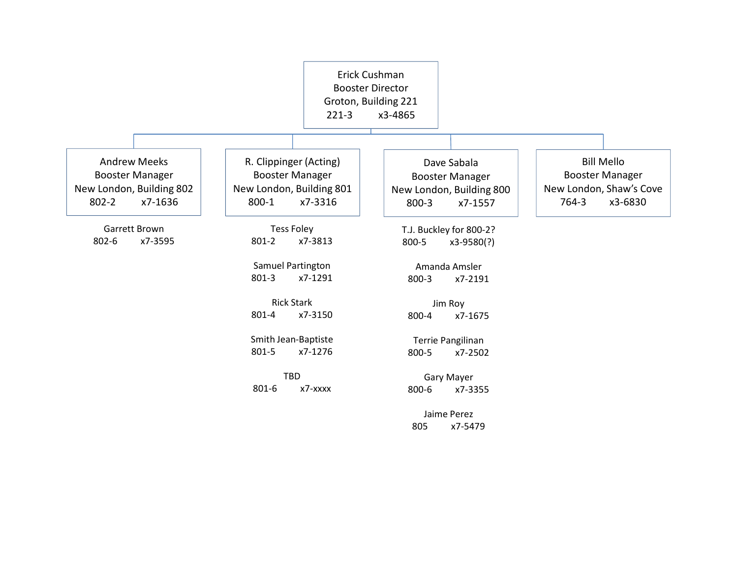**Erick Cushman**
Booster Director
Groton, Building 221
221-3 x3-4865

---

**Andrew Meeks**
Booster Manager
New London, Building 802
802-2 x7-1636

- Garrett Brown
  802-6 x7-3595

---

**R. Clippinger (Acting)**
Booster Manager
New London, Building 801
800-1 x7-3316

- Tess Foley
  801-2 x7-3813
- Samuel Partington
  801-3 x7-1291
- Rick Stark
  801-4 x7-3150
- Smith Jean-Baptiste
  801-5 x7-1276
- TBD
  801-6 x7-xxxx

---

**Dave Sabala**
Booster Manager
New London, Building 800
800-3 x7-1557

- T.J. Buckley for 800-2?
  800-5 x3-9580(?)
- Amanda Amsler
  800-3 x7-2191
- Jim Roy
  800-4 x7-1675
- Terrie Pangilinan
  800-5 x7-2502
- Gary Mayer
  800-6 x7-3355
- Jaime Perez
  805 x7-5479

---

**Bill Mello**
Booster Manager
New London, Shaw's Cove
764-3 x3-6830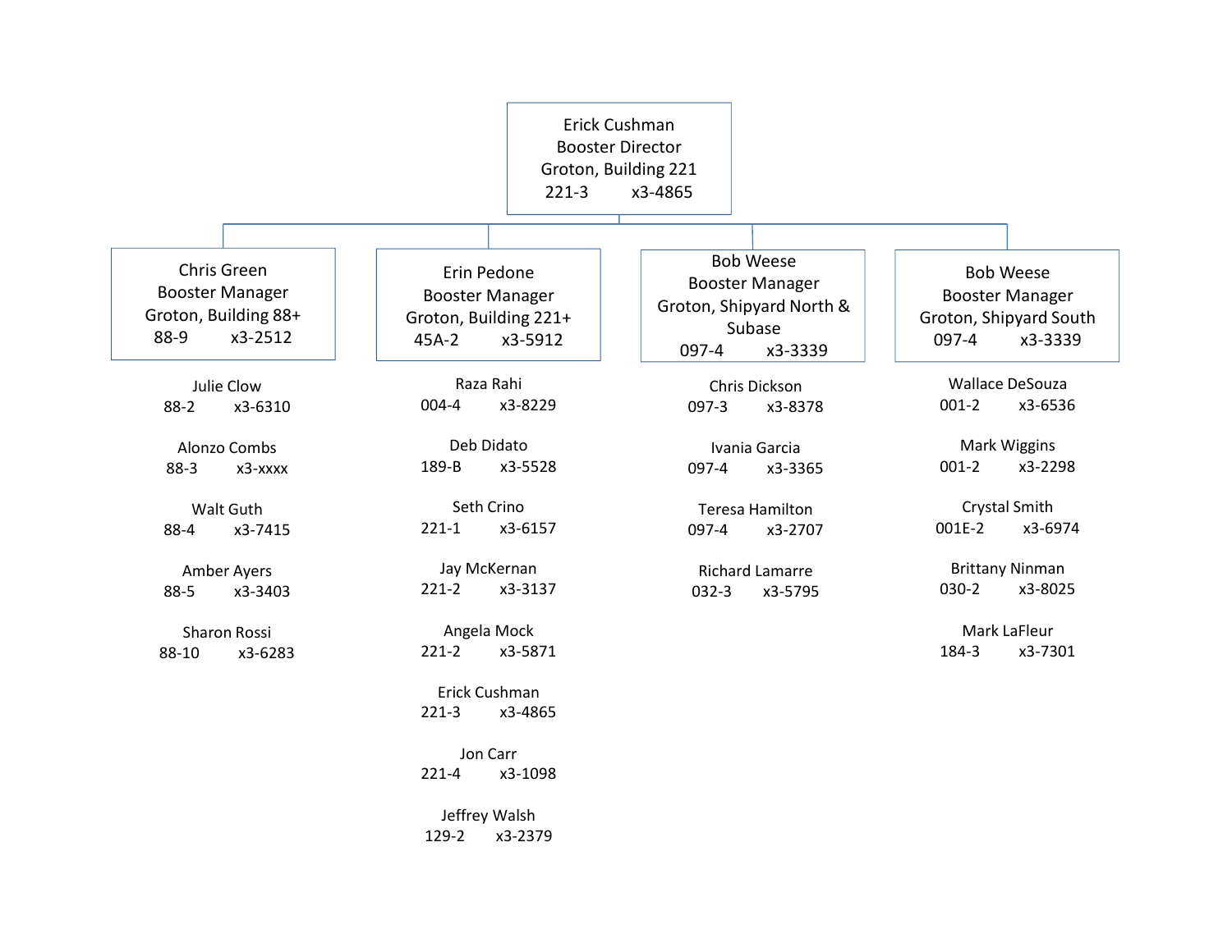**Erick Cushman**
Booster Director
Groton, Building 221
221-3 x3-4865

---

## Chris Green
Booster Manager
Groton, Building 88+
88-9 x3-2512

- Julie Clow — 88-2 — x3-6310
- Alonzo Combs — 88-3 — x3-xxxx
- Walt Guth — 88-4 — x3-7415
- Amber Ayers — 88-5 — x3-3403
- Sharon Rossi — 88-10 — x3-6283

## Erin Pedone
Booster Manager
Groton, Building 221+
45A-2 x3-5912

- Raza Rahi — 004-4 — x3-8229
- Deb Didato — 189-B — x3-5528
- Seth Crino — 221-1 — x3-6157
- Jay McKernan — 221-2 — x3-3137
- Angela Mock — 221-2 — x3-5871
- Erick Cushman — 221-3 — x3-4865
- Jon Carr — 221-4 — x3-1098
- Jeffrey Walsh — 129-2 — x3-2379

## Bob Weese
Booster Manager
Groton, Shipyard North & Subase
097-4 x3-3339

- Chris Dickson — 097-3 — x3-8378
- Ivania Garcia — 097-4 — x3-3365
- Teresa Hamilton — 097-4 — x3-2707
- Richard Lamarre — 032-3 — x3-5795

## Bob Weese
Booster Manager
Groton, Shipyard South
097-4 x3-3339

- Wallace DeSouza — 001-2 — x3-6536
- Mark Wiggins — 001-2 — x3-2298
- Crystal Smith — 001E-2 — x3-6974
- Brittany Ninman — 030-2 — x3-8025
- Mark LaFleur — 184-3 — x3-7301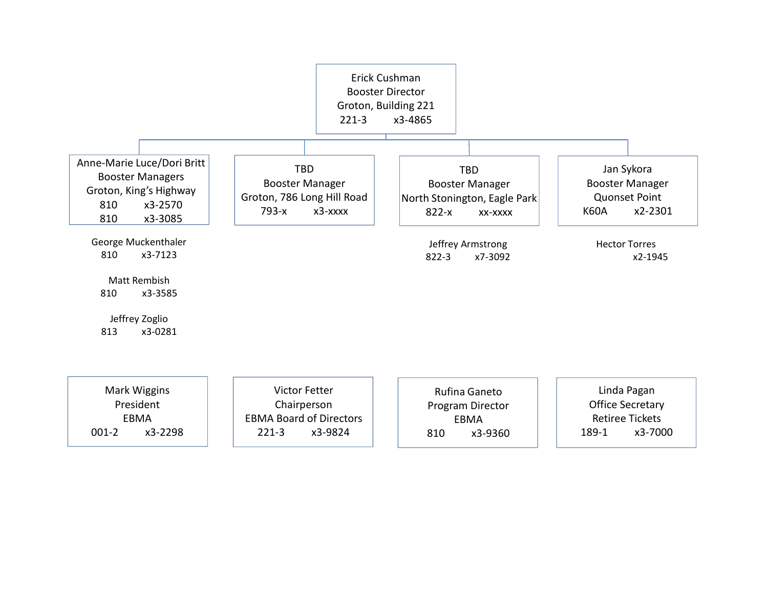Erick Cushman
Booster Director
Groton, Building 221
221-3 x3-4865

Anne-Marie Luce/Dori Britt
Booster Managers
Groton, King's Highway
810 x3-2570
810 x3-3085

George Muckenthaler
810 x3-7123

Matt Rembish
810 x3-3585

Jeffrey Zoglio
813 x3-0281

TBD
Booster Manager
Groton, 786 Long Hill Road
793-x x3-xxxx

TBD
Booster Manager
North Stonington, Eagle Park
822-x xx-xxxx

Jeffrey Armstrong
822-3 x7-3092

Jan Sykora
Booster Manager
Quonset Point
K60A x2-2301

Hector Torres
x2-1945

Mark Wiggins
President
EBMA
001-2 x3-2298

Victor Fetter
Chairperson
EBMA Board of Directors
221-3 x3-9824

Rufina Ganeto
Program Director
EBMA
810 x3-9360

Linda Pagan
Office Secretary
Retiree Tickets
189-1 x3-7000